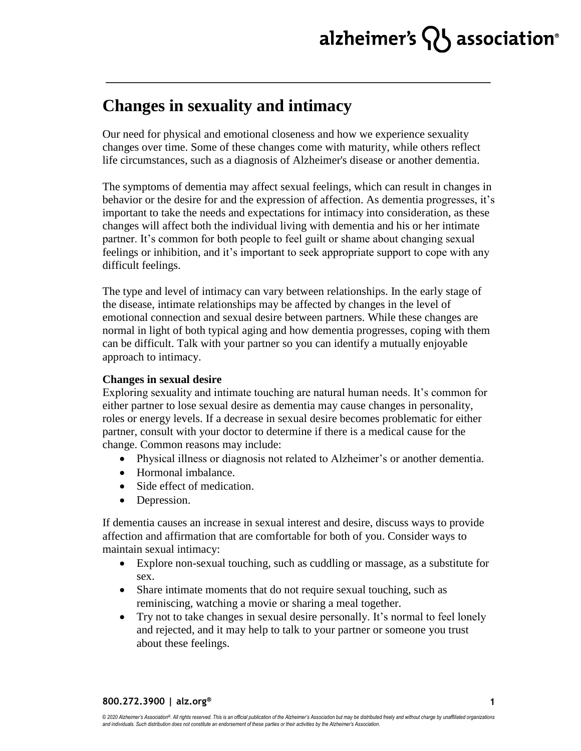# Changes in sexuality and intimacy

Our need for physical and emotional closeness and how we experience sexuality changes over time. Some of these changes come with maturity, while others reflect life circumstances, such as a diagnosis of Alzheimer's disease or another dementia.

The symptoms of dementia may affect sexual feelings, which can result in changes in behavior or the desire for and the expression of affection. As dementia progresses, it's important to take the needs and expectations for intimacy into consideration, as these changes will affect both the individual living with dementia and his or her intimate partner. It's common for both people to feel guilt or shame about changing sexual feelings or inhibition, and it's important to seek appropriate support to cope with any difficult feelings.

The type and level of intimacy can vary between relationships. In the early stage of the disease, intimate relationships may be affected by changes in the level of emotional connection and sexual desire between partners. While these changes are normal in light of both typical aging and how dementia progresses, coping with them can be difficult. Talk with your partner so you can identify a mutually enjoyable approach to intimacy.

**Changes in sexual desire**

Exploring sexuality and intimate touching are natural human needs. It's common for either partner to lose sexual desire as dementia may cause changes in personality, roles or energy levels. If a decrease in sexual desire becomes problematic for either partner, consult with your doctor to determine if there is a medical cause for the change. Common reasons may include:

- Physical illness or diagnosis not related to Alzheimer's or another dementia.
- Hormonal imbalance.
- Side effect of medication.
- Depression.

If dementia causes an increase in sexual interest and desire, discuss ways to provide affection and affirmation that are comfortable for both of you. Consider ways to maintain sexual intimacy:

- Explore non-sexual touching, such as cuddling or massage, as a substitute for sex.
- Share intimate moments that do not require sexual touching, such as reminiscing, watching a movie or sharing a meal together.
- Try not to take changes in sexual desire personally. It's normal to feel lonely and rejected, and it may help to talk to your partner or someone you trust about these feelings.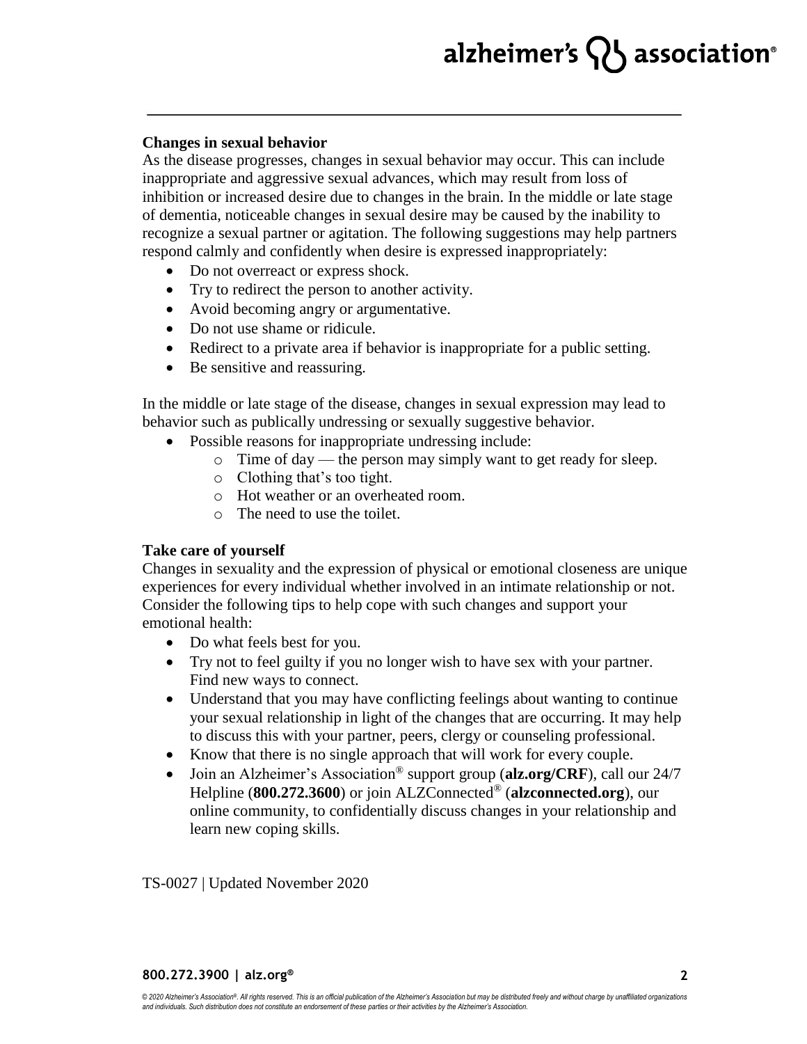**Changes in sexual behavior**

As the disease progresses, changes in sexual behavior may occur. This can include inappropriate and aggressive sexual advances, which may result from loss of inhibition or increased desire due to changes in the brain. In the middle or late stage of dementia, noticeable changes in sexual desire may be caused by the inability to recognize a sexual partner or agitation. The following suggestions may help partners respond calmly and confidently when desire is expressed inappropriately:

- Do not overreact or express shock.
- Try to redirect the person to another activity.
- Avoid becoming angry or argumentative.
- Do not use shame or ridicule.
- Redirect to a private area if behavior is inappropriate for a public setting.
- Be sensitive and reassuring.

In the middle or late stage of the disease, changes in sexual expression may lead to behavior such as publically undressing or sexually suggestive behavior.

- Possible reasons for inappropriate undressing include:
  - Time of day — the person may simply want to get ready for sleep.
  - Clothing that's too tight.
  - Hot weather or an overheated room.
  - The need to use the toilet.

**Take care of yourself**

Changes in sexuality and the expression of physical or emotional closeness are unique experiences for every individual whether involved in an intimate relationship or not. Consider the following tips to help cope with such changes and support your emotional health:

- Do what feels best for you.
- Try not to feel guilty if you no longer wish to have sex with your partner. Find new ways to connect.
- Understand that you may have conflicting feelings about wanting to continue your sexual relationship in light of the changes that are occurring. It may help to discuss this with your partner, peers, clergy or counseling professional.
- Know that there is no single approach that will work for every couple.
- Join an Alzheimer's Association® support group (**alz.org/CRF**), call our 24/7 Helpline (**800.272.3600**) or join ALZConnected® (**alzconnected.org**), our online community, to confidentially discuss changes in your relationship and learn new coping skills.

TS-0027 | Updated November 2020

*© 2020 Alzheimer's Association®. All rights reserved. This is an official publication of the Alzheimer's Association but may be distributed freely and without charge by unaffiliated organizations and individuals. Such distribution does not constitute an endorsement of these parties or their activities by the Alzheimer's Association.*